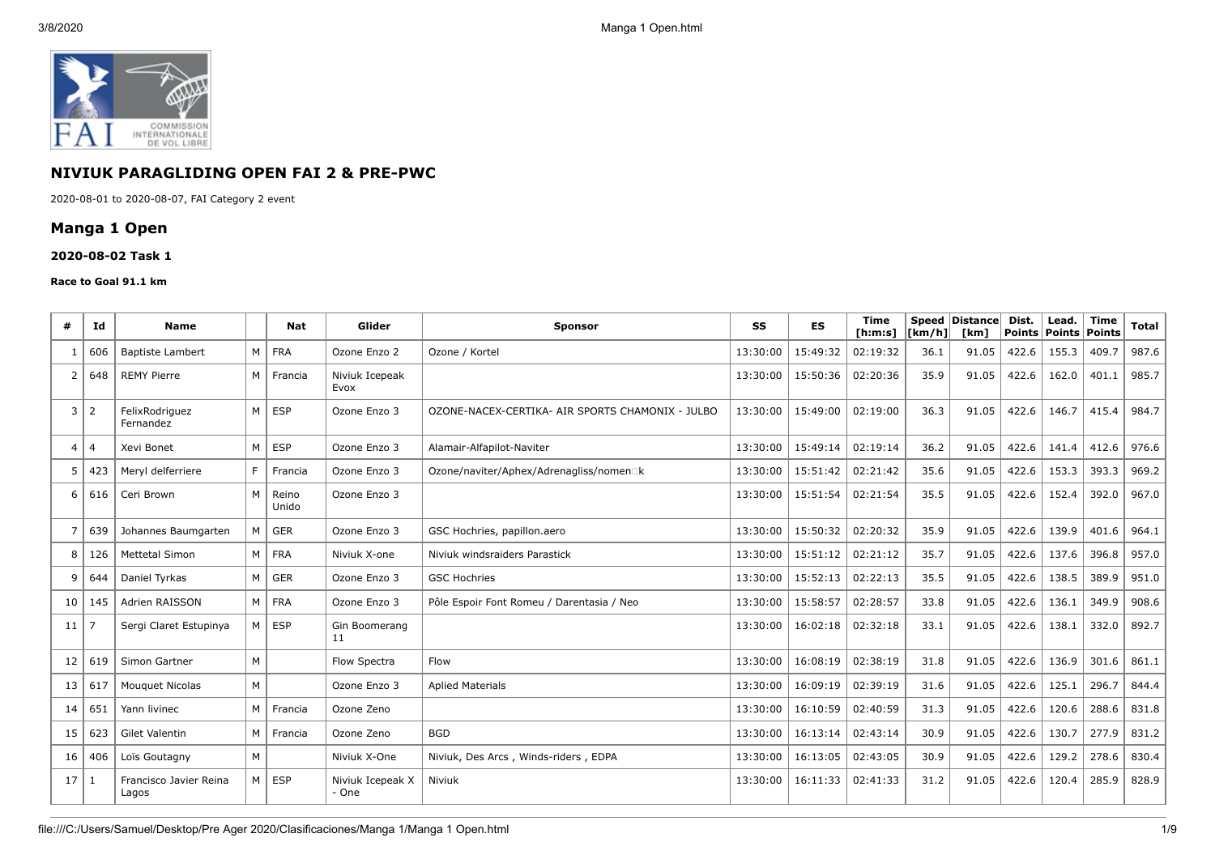# NIVIUK PARAGLIDING OPEN FAI 2 & PRE-PWC

2020-08-01 to 2020-08-07, FAI Category 2 event

## Manga 1 Open

### 2020-08-02 Task 1

#### Race to Goal 91.1 km

| # | Id | Name | | Nat | Glider | Sponsor | SS | ES | Time [h:m:s] | Speed [km/h] | Distance [km] | Dist. Points | Lead. Points | Time Points | Total |
|---|---|---|---|---|---|---|---|---|---|---|---|---|---|---|---|
| 1 | 606 | Baptiste Lambert | M | FRA | Ozone Enzo 2 | Ozone / Kortel | 13:30:00 | 15:49:32 | 02:19:32 | 36.1 | 91.05 | 422.6 | 155.3 | 409.7 | 987.6 |
| 2 | 648 | REMY Pierre | M | Francia | Niviuk Icepeak Evox | | 13:30:00 | 15:50:36 | 02:20:36 | 35.9 | 91.05 | 422.6 | 162.0 | 401.1 | 985.7 |
| 3 | 2 | FelixRodriguez Fernandez | M | ESP | Ozone Enzo 3 | OZONE-NACEX-CERTIKA- AIR SPORTS CHAMONIX - JULBO | 13:30:00 | 15:49:00 | 02:19:00 | 36.3 | 91.05 | 422.6 | 146.7 | 415.4 | 984.7 |
| 4 | 4 | Xevi Bonet | M | ESP | Ozone Enzo 3 | Alamair-Alfapilot-Naviter | 13:30:00 | 15:49:14 | 02:19:14 | 36.2 | 91.05 | 422.6 | 141.4 | 412.6 | 976.6 |
| 5 | 423 | Meryl delferriere | F | Francia | Ozone Enzo 3 | Ozone/naviter/Aphex/Adrenagliss/nomen□k | 13:30:00 | 15:51:42 | 02:21:42 | 35.6 | 91.05 | 422.6 | 153.3 | 393.3 | 969.2 |
| 6 | 616 | Ceri Brown | M | Reino Unido | Ozone Enzo 3 | | 13:30:00 | 15:51:54 | 02:21:54 | 35.5 | 91.05 | 422.6 | 152.4 | 392.0 | 967.0 |
| 7 | 639 | Johannes Baumgarten | M | GER | Ozone Enzo 3 | GSC Hochries, papillon.aero | 13:30:00 | 15:50:32 | 02:20:32 | 35.9 | 91.05 | 422.6 | 139.9 | 401.6 | 964.1 |
| 8 | 126 | Mettetal Simon | M | FRA | Niviuk X-one | Niviuk windsraiders Parastick | 13:30:00 | 15:51:12 | 02:21:12 | 35.7 | 91.05 | 422.6 | 137.6 | 396.8 | 957.0 |
| 9 | 644 | Daniel Tyrkas | M | GER | Ozone Enzo 3 | GSC Hochries | 13:30:00 | 15:52:13 | 02:22:13 | 35.5 | 91.05 | 422.6 | 138.5 | 389.9 | 951.0 |
| 10 | 145 | Adrien RAISSON | M | FRA | Ozone Enzo 3 | Pôle Espoir Font Romeu / Darentasia / Neo | 13:30:00 | 15:58:57 | 02:28:57 | 33.8 | 91.05 | 422.6 | 136.1 | 349.9 | 908.6 |
| 11 | 7 | Sergi Claret Estupinya | M | ESP | Gin Boomerang 11 | | 13:30:00 | 16:02:18 | 02:32:18 | 33.1 | 91.05 | 422.6 | 138.1 | 332.0 | 892.7 |
| 12 | 619 | Simon Gartner | M | | Flow Spectra | Flow | 13:30:00 | 16:08:19 | 02:38:19 | 31.8 | 91.05 | 422.6 | 136.9 | 301.6 | 861.1 |
| 13 | 617 | Mouquet Nicolas | M | | Ozone Enzo 3 | Aplied Materials | 13:30:00 | 16:09:19 | 02:39:19 | 31.6 | 91.05 | 422.6 | 125.1 | 296.7 | 844.4 |
| 14 | 651 | Yann livinec | M | Francia | Ozone Zeno | | 13:30:00 | 16:10:59 | 02:40:59 | 31.3 | 91.05 | 422.6 | 120.6 | 288.6 | 831.8 |
| 15 | 623 | Gilet Valentin | M | Francia | Ozone Zeno | BGD | 13:30:00 | 16:13:14 | 02:43:14 | 30.9 | 91.05 | 422.6 | 130.7 | 277.9 | 831.2 |
| 16 | 406 | Loïs Goutagny | M | | Niviuk X-One | Niviuk, Des Arcs , Winds-riders , EDPA | 13:30:00 | 16:13:05 | 02:43:05 | 30.9 | 91.05 | 422.6 | 129.2 | 278.6 | 830.4 |
| 17 | 1 | Francisco Javier Reina Lagos | M | ESP | Niviuk Icepeak X - One | Niviuk | 13:30:00 | 16:11:33 | 02:41:33 | 31.2 | 91.05 | 422.6 | 120.4 | 285.9 | 828.9 |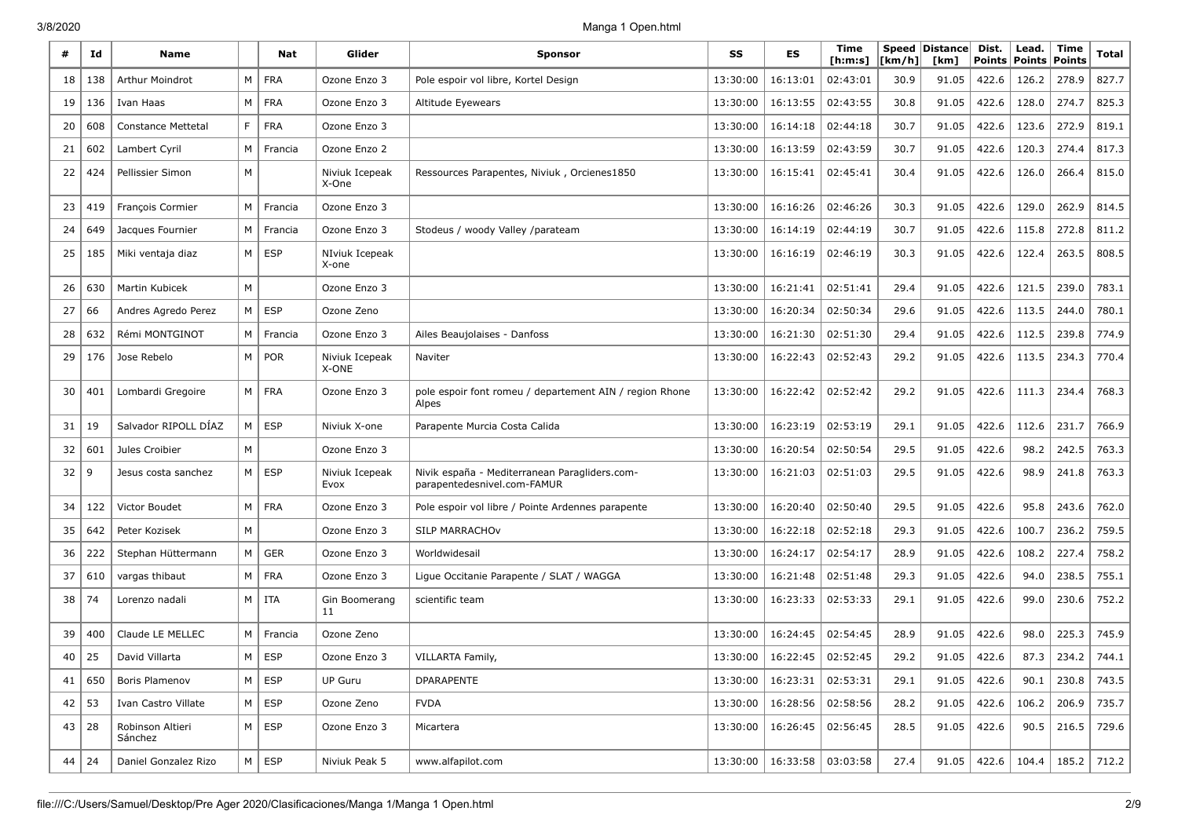| # | Id | Name | | Nat | Glider | Sponsor | SS | ES | Time [h:m:s] | Speed [km/h] | Distance [km] | Dist. Points | Lead. Points | Time Points | Total |
|---|---|---|---|---|---|---|---|---|---|---|---|---|---|---|---|
| 18 | 138 | Arthur Moindrot | M | FRA | Ozone Enzo 3 | Pole espoir vol libre, Kortel Design | 13:30:00 | 16:13:01 | 02:43:01 | 30.9 | 91.05 | 422.6 | 126.2 | 278.9 | 827.7 |
| 19 | 136 | Ivan Haas | M | FRA | Ozone Enzo 3 | Altitude Eyewears | 13:30:00 | 16:13:55 | 02:43:55 | 30.8 | 91.05 | 422.6 | 128.0 | 274.7 | 825.3 |
| 20 | 608 | Constance Mettetal | F | FRA | Ozone Enzo 3 | | 13:30:00 | 16:14:18 | 02:44:18 | 30.7 | 91.05 | 422.6 | 123.6 | 272.9 | 819.1 |
| 21 | 602 | Lambert Cyril | M | Francia | Ozone Enzo 2 | | 13:30:00 | 16:13:59 | 02:43:59 | 30.7 | 91.05 | 422.6 | 120.3 | 274.4 | 817.3 |
| 22 | 424 | Pellissier Simon | M | | Niviuk Icepeak X-One | Ressources Parapentes, Niviuk , Orcienes1850 | 13:30:00 | 16:15:41 | 02:45:41 | 30.4 | 91.05 | 422.6 | 126.0 | 266.4 | 815.0 |
| 23 | 419 | François Cormier | M | Francia | Ozone Enzo 3 | | 13:30:00 | 16:16:26 | 02:46:26 | 30.3 | 91.05 | 422.6 | 129.0 | 262.9 | 814.5 |
| 24 | 649 | Jacques Fournier | M | Francia | Ozone Enzo 3 | Stodeus / woody Valley /parateam | 13:30:00 | 16:14:19 | 02:44:19 | 30.7 | 91.05 | 422.6 | 115.8 | 272.8 | 811.2 |
| 25 | 185 | Miki ventaja diaz | M | ESP | NIviuk Icepeak X-one | | 13:30:00 | 16:16:19 | 02:46:19 | 30.3 | 91.05 | 422.6 | 122.4 | 263.5 | 808.5 |
| 26 | 630 | Martin Kubicek | M | | Ozone Enzo 3 | | 13:30:00 | 16:21:41 | 02:51:41 | 29.4 | 91.05 | 422.6 | 121.5 | 239.0 | 783.1 |
| 27 | 66 | Andres Agredo Perez | M | ESP | Ozone Zeno | | 13:30:00 | 16:20:34 | 02:50:34 | 29.6 | 91.05 | 422.6 | 113.5 | 244.0 | 780.1 |
| 28 | 632 | Rémi MONTGINOT | M | Francia | Ozone Enzo 3 | Ailes Beaujolaises - Danfoss | 13:30:00 | 16:21:30 | 02:51:30 | 29.4 | 91.05 | 422.6 | 112.5 | 239.8 | 774.9 |
| 29 | 176 | Jose Rebelo | M | POR | Niviuk Icepeak X-ONE | Naviter | 13:30:00 | 16:22:43 | 02:52:43 | 29.2 | 91.05 | 422.6 | 113.5 | 234.3 | 770.4 |
| 30 | 401 | Lombardi Gregoire | M | FRA | Ozone Enzo 3 | pole espoir font romeu / departement AIN / region Rhone Alpes | 13:30:00 | 16:22:42 | 02:52:42 | 29.2 | 91.05 | 422.6 | 111.3 | 234.4 | 768.3 |
| 31 | 19 | Salvador RIPOLL DÍAZ | M | ESP | Niviuk X-one | Parapente Murcia Costa Calida | 13:30:00 | 16:23:19 | 02:53:19 | 29.1 | 91.05 | 422.6 | 112.6 | 231.7 | 766.9 |
| 32 | 601 | Jules Croibier | M | | Ozone Enzo 3 | | 13:30:00 | 16:20:54 | 02:50:54 | 29.5 | 91.05 | 422.6 | 98.2 | 242.5 | 763.3 |
| 32 | 9 | Jesus costa sanchez | M | ESP | Niviuk Icepeak Evox | Nivik españa - Mediterranean Paragliders.com-parapentedesnivel.com-FAMUR | 13:30:00 | 16:21:03 | 02:51:03 | 29.5 | 91.05 | 422.6 | 98.9 | 241.8 | 763.3 |
| 34 | 122 | Victor Boudet | M | FRA | Ozone Enzo 3 | Pole espoir vol libre / Pointe Ardennes parapente | 13:30:00 | 16:20:40 | 02:50:40 | 29.5 | 91.05 | 422.6 | 95.8 | 243.6 | 762.0 |
| 35 | 642 | Peter Kozisek | M | | Ozone Enzo 3 | SILP MARRACHOv | 13:30:00 | 16:22:18 | 02:52:18 | 29.3 | 91.05 | 422.6 | 100.7 | 236.2 | 759.5 |
| 36 | 222 | Stephan Hüttermann | M | GER | Ozone Enzo 3 | Worldwidesail | 13:30:00 | 16:24:17 | 02:54:17 | 28.9 | 91.05 | 422.6 | 108.2 | 227.4 | 758.2 |
| 37 | 610 | vargas thibaut | M | FRA | Ozone Enzo 3 | Ligue Occitanie Parapente / SLAT / WAGGA | 13:30:00 | 16:21:48 | 02:51:48 | 29.3 | 91.05 | 422.6 | 94.0 | 238.5 | 755.1 |
| 38 | 74 | Lorenzo nadali | M | ITA | Gin Boomerang 11 | scientific team | 13:30:00 | 16:23:33 | 02:53:33 | 29.1 | 91.05 | 422.6 | 99.0 | 230.6 | 752.2 |
| 39 | 400 | Claude LE MELLEC | M | Francia | Ozone Zeno | | 13:30:00 | 16:24:45 | 02:54:45 | 28.9 | 91.05 | 422.6 | 98.0 | 225.3 | 745.9 |
| 40 | 25 | David Villarta | M | ESP | Ozone Enzo 3 | VILLARTA Family, | 13:30:00 | 16:22:45 | 02:52:45 | 29.2 | 91.05 | 422.6 | 87.3 | 234.2 | 744.1 |
| 41 | 650 | Boris Plamenov | M | ESP | UP Guru | DPARAPENTE | 13:30:00 | 16:23:31 | 02:53:31 | 29.1 | 91.05 | 422.6 | 90.1 | 230.8 | 743.5 |
| 42 | 53 | Ivan Castro Villate | M | ESP | Ozone Zeno | FVDA | 13:30:00 | 16:28:56 | 02:58:56 | 28.2 | 91.05 | 422.6 | 106.2 | 206.9 | 735.7 |
| 43 | 28 | Robinson Altieri Sánchez | M | ESP | Ozone Enzo 3 | Micartera | 13:30:00 | 16:26:45 | 02:56:45 | 28.5 | 91.05 | 422.6 | 90.5 | 216.5 | 729.6 |
| 44 | 24 | Daniel Gonzalez Rizo | M | ESP | Niviuk Peak 5 | www.alfapilot.com | 13:30:00 | 16:33:58 | 03:03:58 | 27.4 | 91.05 | 422.6 | 104.4 | 185.2 | 712.2 |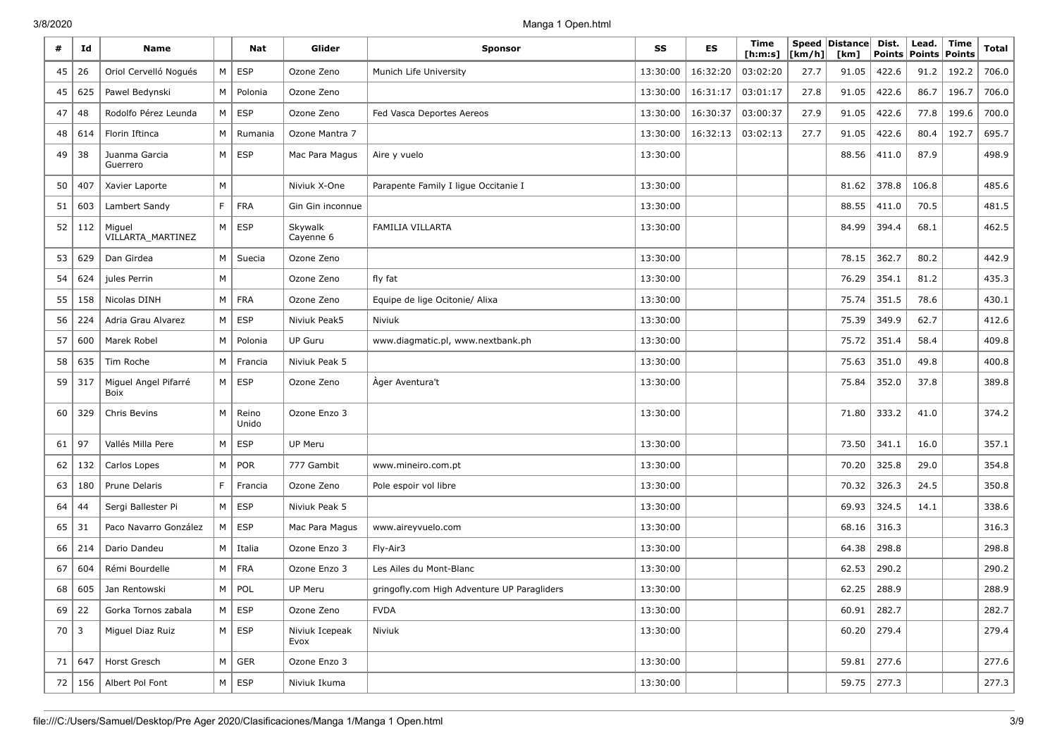| # | Id | Name | | Nat | Glider | Sponsor | SS | ES | Time [h:m:s] | Speed [km/h] | Distance [km] | Dist. Points | Lead. Points | Time Points | Total |
|---|---|---|---|---|---|---|---|---|---|---|---|---|---|---|---|
| 45 | 26 | Oriol Cervelló Nogués | M | ESP | Ozone Zeno | Munich Life University | 13:30:00 | 16:32:20 | 03:02:20 | 27.7 | 91.05 | 422.6 | 91.2 | 192.2 | 706.0 |
| 45 | 625 | Pawel Bedynski | M | Polonia | Ozone Zeno | | 13:30:00 | 16:31:17 | 03:01:17 | 27.8 | 91.05 | 422.6 | 86.7 | 196.7 | 706.0 |
| 47 | 48 | Rodolfo Pérez Leunda | M | ESP | Ozone Zeno | Fed Vasca Deportes Aereos | 13:30:00 | 16:30:37 | 03:00:37 | 27.9 | 91.05 | 422.6 | 77.8 | 199.6 | 700.0 |
| 48 | 614 | Florin Iftinca | M | Rumania | Ozone Mantra 7 | | 13:30:00 | 16:32:13 | 03:02:13 | 27.7 | 91.05 | 422.6 | 80.4 | 192.7 | 695.7 |
| 49 | 38 | Juanma Garcia Guerrero | M | ESP | Mac Para Magus | Aire y vuelo | 13:30:00 | | | | 88.56 | 411.0 | 87.9 | | 498.9 |
| 50 | 407 | Xavier Laporte | M | | Niviuk X-One | Parapente Family I ligue Occitanie I | 13:30:00 | | | | 81.62 | 378.8 | 106.8 | | 485.6 |
| 51 | 603 | Lambert Sandy | F | FRA | Gin Gin inconnue | | 13:30:00 | | | | 88.55 | 411.0 | 70.5 | | 481.5 |
| 52 | 112 | Miguel VILLARTA_MARTINEZ | M | ESP | Skywalk Cayenne 6 | FAMILIA VILLARTA | 13:30:00 | | | | 84.99 | 394.4 | 68.1 | | 462.5 |
| 53 | 629 | Dan Girdea | M | Suecia | Ozone Zeno | | 13:30:00 | | | | 78.15 | 362.7 | 80.2 | | 442.9 |
| 54 | 624 | jules Perrin | M | | Ozone Zeno | fly fat | 13:30:00 | | | | 76.29 | 354.1 | 81.2 | | 435.3 |
| 55 | 158 | Nicolas DINH | M | FRA | Ozone Zeno | Equipe de lige Ocitonie/ Alixa | 13:30:00 | | | | 75.74 | 351.5 | 78.6 | | 430.1 |
| 56 | 224 | Adria Grau Alvarez | M | ESP | Niviuk Peak5 | Niviuk | 13:30:00 | | | | 75.39 | 349.9 | 62.7 | | 412.6 |
| 57 | 600 | Marek Robel | M | Polonia | UP Guru | www.diagmatic.pl, www.nextbank.ph | 13:30:00 | | | | 75.72 | 351.4 | 58.4 | | 409.8 |
| 58 | 635 | Tim Roche | M | Francia | Niviuk Peak 5 | | 13:30:00 | | | | 75.63 | 351.0 | 49.8 | | 400.8 |
| 59 | 317 | Miguel Angel Pifarré Boix | M | ESP | Ozone Zeno | Àger Aventura't | 13:30:00 | | | | 75.84 | 352.0 | 37.8 | | 389.8 |
| 60 | 329 | Chris Bevins | M | Reino Unido | Ozone Enzo 3 | | 13:30:00 | | | | 71.80 | 333.2 | 41.0 | | 374.2 |
| 61 | 97 | Vallés Milla Pere | M | ESP | UP Meru | | 13:30:00 | | | | 73.50 | 341.1 | 16.0 | | 357.1 |
| 62 | 132 | Carlos Lopes | M | POR | 777 Gambit | www.mineiro.com.pt | 13:30:00 | | | | 70.20 | 325.8 | 29.0 | | 354.8 |
| 63 | 180 | Prune Delaris | F | Francia | Ozone Zeno | Pole espoir vol libre | 13:30:00 | | | | 70.32 | 326.3 | 24.5 | | 350.8 |
| 64 | 44 | Sergi Ballester Pi | M | ESP | Niviuk Peak 5 | | 13:30:00 | | | | 69.93 | 324.5 | 14.1 | | 338.6 |
| 65 | 31 | Paco Navarro González | M | ESP | Mac Para Magus | www.aireyvuelo.com | 13:30:00 | | | | 68.16 | 316.3 | | | 316.3 |
| 66 | 214 | Dario Dandeu | M | Italia | Ozone Enzo 3 | Fly-Air3 | 13:30:00 | | | | 64.38 | 298.8 | | | 298.8 |
| 67 | 604 | Rémi Bourdelle | M | FRA | Ozone Enzo 3 | Les Ailes du Mont-Blanc | 13:30:00 | | | | 62.53 | 290.2 | | | 290.2 |
| 68 | 605 | Jan Rentowski | M | POL | UP Meru | gringofly.com High Adventure UP Paragliders | 13:30:00 | | | | 62.25 | 288.9 | | | 288.9 |
| 69 | 22 | Gorka Tornos zabala | M | ESP | Ozone Zeno | FVDA | 13:30:00 | | | | 60.91 | 282.7 | | | 282.7 |
| 70 | 3 | Miguel Diaz Ruiz | M | ESP | Niviuk Icepeak Evox | Niviuk | 13:30:00 | | | | 60.20 | 279.4 | | | 279.4 |
| 71 | 647 | Horst Gresch | M | GER | Ozone Enzo 3 | | 13:30:00 | | | | 59.81 | 277.6 | | | 277.6 |
| 72 | 156 | Albert Pol Font | M | ESP | Niviuk Ikuma | | 13:30:00 | | | | 59.75 | 277.3 | | | 277.3 |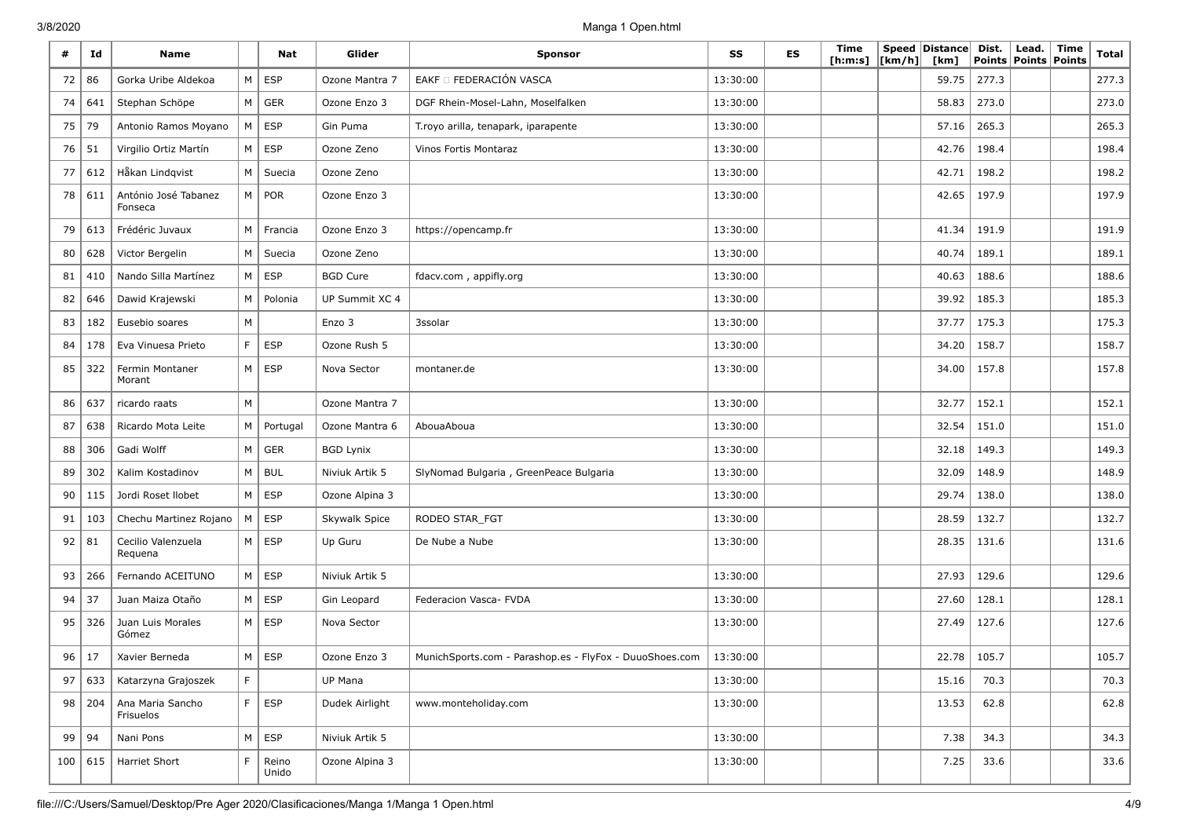| # | Id | Name | | Nat | Glider | Sponsor | SS | ES | Time [h:m:s] | Speed [km/h] | Distance [km] | Dist. Points | Lead. Points | Time Points | Total |
|---|---|---|---|---|---|---|---|---|---|---|---|---|---|---|---|
| 72 | 86 | Gorka Uribe Aldekoa | M | ESP | Ozone Mantra 7 | EAKF □ FEDERACIÓN VASCA | 13:30:00 | | | | 59.75 | 277.3 | | | 277.3 |
| 74 | 641 | Stephan Schöpe | M | GER | Ozone Enzo 3 | DGF Rhein-Mosel-Lahn, Moselfalken | 13:30:00 | | | | 58.83 | 273.0 | | | 273.0 |
| 75 | 79 | Antonio Ramos Moyano | M | ESP | Gin Puma | T.royo arilla, tenapark, iparapente | 13:30:00 | | | | 57.16 | 265.3 | | | 265.3 |
| 76 | 51 | Virgilio Ortiz Martín | M | ESP | Ozone Zeno | Vinos Fortis Montaraz | 13:30:00 | | | | 42.76 | 198.4 | | | 198.4 |
| 77 | 612 | Håkan Lindqvist | M | Suecia | Ozone Zeno | | 13:30:00 | | | | 42.71 | 198.2 | | | 198.2 |
| 78 | 611 | António José Tabanez Fonseca | M | POR | Ozone Enzo 3 | | 13:30:00 | | | | 42.65 | 197.9 | | | 197.9 |
| 79 | 613 | Frédéric Juvaux | M | Francia | Ozone Enzo 3 | https://opencamp.fr | 13:30:00 | | | | 41.34 | 191.9 | | | 191.9 |
| 80 | 628 | Victor Bergelin | M | Suecia | Ozone Zeno | | 13:30:00 | | | | 40.74 | 189.1 | | | 189.1 |
| 81 | 410 | Nando Silla Martínez | M | ESP | BGD Cure | fdacv.com , appifly.org | 13:30:00 | | | | 40.63 | 188.6 | | | 188.6 |
| 82 | 646 | Dawid Krajewski | M | Polonia | UP Summit XC 4 | | 13:30:00 | | | | 39.92 | 185.3 | | | 185.3 |
| 83 | 182 | Eusebio soares | M | | Enzo 3 | 3ssolar | 13:30:00 | | | | 37.77 | 175.3 | | | 175.3 |
| 84 | 178 | Eva Vinuesa Prieto | F | ESP | Ozone Rush 5 | | 13:30:00 | | | | 34.20 | 158.7 | | | 158.7 |
| 85 | 322 | Fermin Montaner Morant | M | ESP | Nova Sector | montaner.de | 13:30:00 | | | | 34.00 | 157.8 | | | 157.8 |
| 86 | 637 | ricardo raats | M | | Ozone Mantra 7 | | 13:30:00 | | | | 32.77 | 152.1 | | | 152.1 |
| 87 | 638 | Ricardo Mota Leite | M | Portugal | Ozone Mantra 6 | AbouaAboua | 13:30:00 | | | | 32.54 | 151.0 | | | 151.0 |
| 88 | 306 | Gadi Wolff | M | GER | BGD Lynix | | 13:30:00 | | | | 32.18 | 149.3 | | | 149.3 |
| 89 | 302 | Kalim Kostadinov | M | BUL | Niviuk Artik 5 | SlyNomad Bulgaria , GreenPeace Bulgaria | 13:30:00 | | | | 32.09 | 148.9 | | | 148.9 |
| 90 | 115 | Jordi Roset llobet | M | ESP | Ozone Alpina 3 | | 13:30:00 | | | | 29.74 | 138.0 | | | 138.0 |
| 91 | 103 | Chechu Martinez Rojano | M | ESP | Skywalk Spice | RODEO STAR_FGT | 13:30:00 | | | | 28.59 | 132.7 | | | 132.7 |
| 92 | 81 | Cecilio Valenzuela Requena | M | ESP | Up Guru | De Nube a Nube | 13:30:00 | | | | 28.35 | 131.6 | | | 131.6 |
| 93 | 266 | Fernando ACEITUNO | M | ESP | Niviuk Artik 5 | | 13:30:00 | | | | 27.93 | 129.6 | | | 129.6 |
| 94 | 37 | Juan Maiza Otaño | M | ESP | Gin Leopard | Federacion Vasca- FVDA | 13:30:00 | | | | 27.60 | 128.1 | | | 128.1 |
| 95 | 326 | Juan Luis Morales Gómez | M | ESP | Nova Sector | | 13:30:00 | | | | 27.49 | 127.6 | | | 127.6 |
| 96 | 17 | Xavier Berneda | M | ESP | Ozone Enzo 3 | MunichSports.com - Parashop.es - FlyFox - DuuoShoes.com | 13:30:00 | | | | 22.78 | 105.7 | | | 105.7 |
| 97 | 633 | Katarzyna Grajoszek | F | | UP Mana | | 13:30:00 | | | | 15.16 | 70.3 | | | 70.3 |
| 98 | 204 | Ana Maria Sancho Frisuelos | F | ESP | Dudek Airlight | www.monteholiday.com | 13:30:00 | | | | 13.53 | 62.8 | | | 62.8 |
| 99 | 94 | Nani Pons | M | ESP | Niviuk Artik 5 | | 13:30:00 | | | | 7.38 | 34.3 | | | 34.3 |
| 100 | 615 | Harriet Short | F | Reino Unido | Ozone Alpina 3 | | 13:30:00 | | | | 7.25 | 33.6 | | | 33.6 |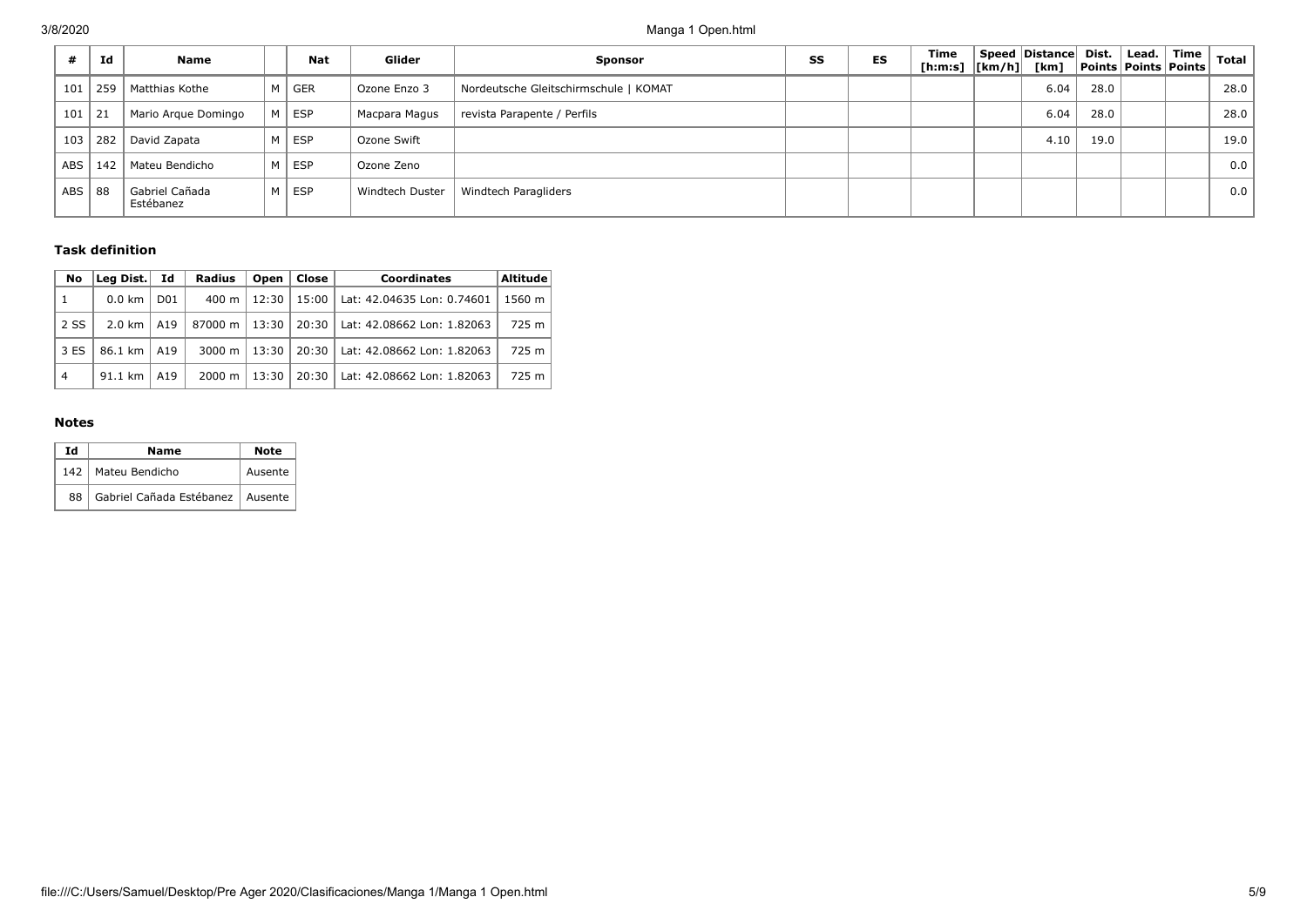| # | Id | Name | | Nat | Glider | Sponsor | SS | ES | Time [h:m:s] | Speed [km/h] | Distance [km] | Dist. Points | Lead. Points | Time Points | Total |
|---|---|---|---|---|---|---|---|---|---|---|---|---|---|---|---|
| 101 | 259 | Matthias Kothe | M | GER | Ozone Enzo 3 | Nordeutsche Gleitschirmschule \| KOMAT | | | | | 6.04 | 28.0 | | | 28.0 |
| 101 | 21 | Mario Arque Domingo | M | ESP | Macpara Magus | revista Parapente / Perfils | | | | | 6.04 | 28.0 | | | 28.0 |
| 103 | 282 | David Zapata | M | ESP | Ozone Swift | | | | | | 4.10 | 19.0 | | | 19.0 |
| ABS | 142 | Mateu Bendicho | M | ESP | Ozone Zeno | | | | | | | | | | 0.0 |
| ABS | 88 | Gabriel Cañada Estébanez | M | ESP | Windtech Duster | Windtech Paragliders | | | | | | | | | 0.0 |

### Task definition

| No | Leg Dist. | Id | Radius | Open | Close | Coordinates | Altitude |
|---|---|---|---|---|---|---|---|
| 1 | 0.0 km | D01 | 400 m | 12:30 | 15:00 | Lat: 42.04635 Lon: 0.74601 | 1560 m |
| 2 SS | 2.0 km | A19 | 87000 m | 13:30 | 20:30 | Lat: 42.08662 Lon: 1.82063 | 725 m |
| 3 ES | 86.1 km | A19 | 3000 m | 13:30 | 20:30 | Lat: 42.08662 Lon: 1.82063 | 725 m |
| 4 | 91.1 km | A19 | 2000 m | 13:30 | 20:30 | Lat: 42.08662 Lon: 1.82063 | 725 m |

### Notes

| Id | Name | Note |
|---|---|---|
| 142 | Mateu Bendicho | Ausente |
| 88 | Gabriel Cañada Estébanez | Ausente |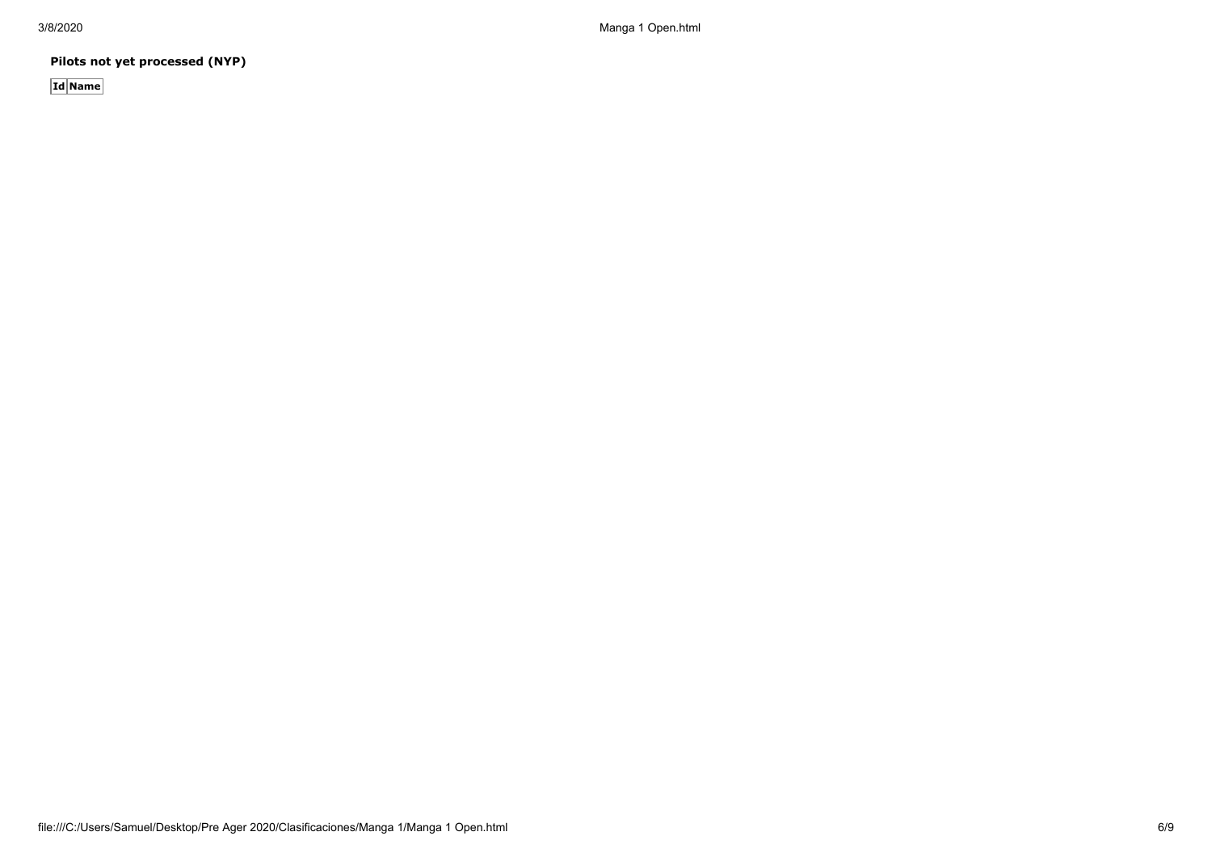**Pilots not yet processed (NYP)**

| Id | Name |
|---|---|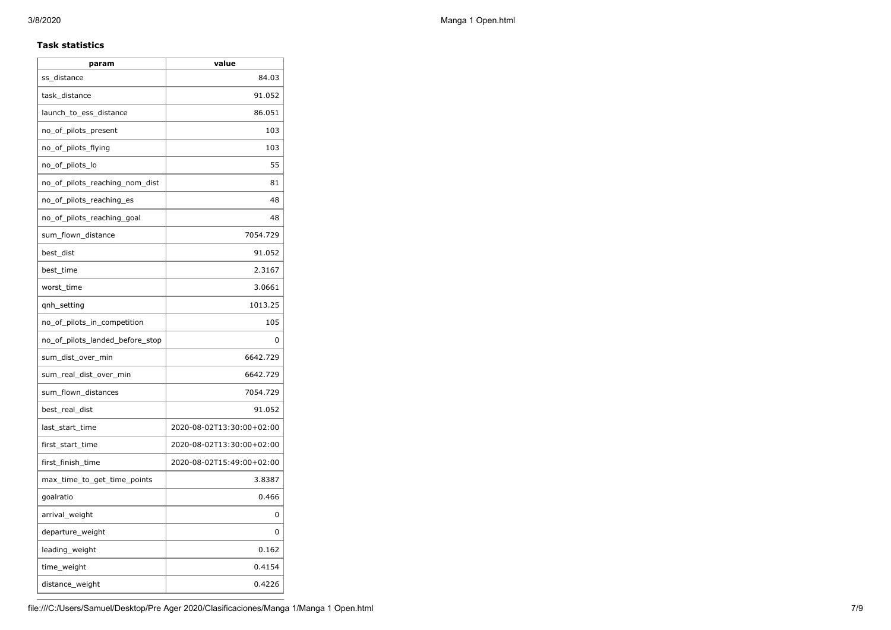**Task statistics**

| param | value |
| --- | --- |
| ss_distance | 84.03 |
| task_distance | 91.052 |
| launch_to_ess_distance | 86.051 |
| no_of_pilots_present | 103 |
| no_of_pilots_flying | 103 |
| no_of_pilots_lo | 55 |
| no_of_pilots_reaching_nom_dist | 81 |
| no_of_pilots_reaching_es | 48 |
| no_of_pilots_reaching_goal | 48 |
| sum_flown_distance | 7054.729 |
| best_dist | 91.052 |
| best_time | 2.3167 |
| worst_time | 3.0661 |
| qnh_setting | 1013.25 |
| no_of_pilots_in_competition | 105 |
| no_of_pilots_landed_before_stop | 0 |
| sum_dist_over_min | 6642.729 |
| sum_real_dist_over_min | 6642.729 |
| sum_flown_distances | 7054.729 |
| best_real_dist | 91.052 |
| last_start_time | 2020-08-02T13:30:00+02:00 |
| first_start_time | 2020-08-02T13:30:00+02:00 |
| first_finish_time | 2020-08-02T15:49:00+02:00 |
| max_time_to_get_time_points | 3.8387 |
| goalratio | 0.466 |
| arrival_weight | 0 |
| departure_weight | 0 |
| leading_weight | 0.162 |
| time_weight | 0.4154 |
| distance_weight | 0.4226 |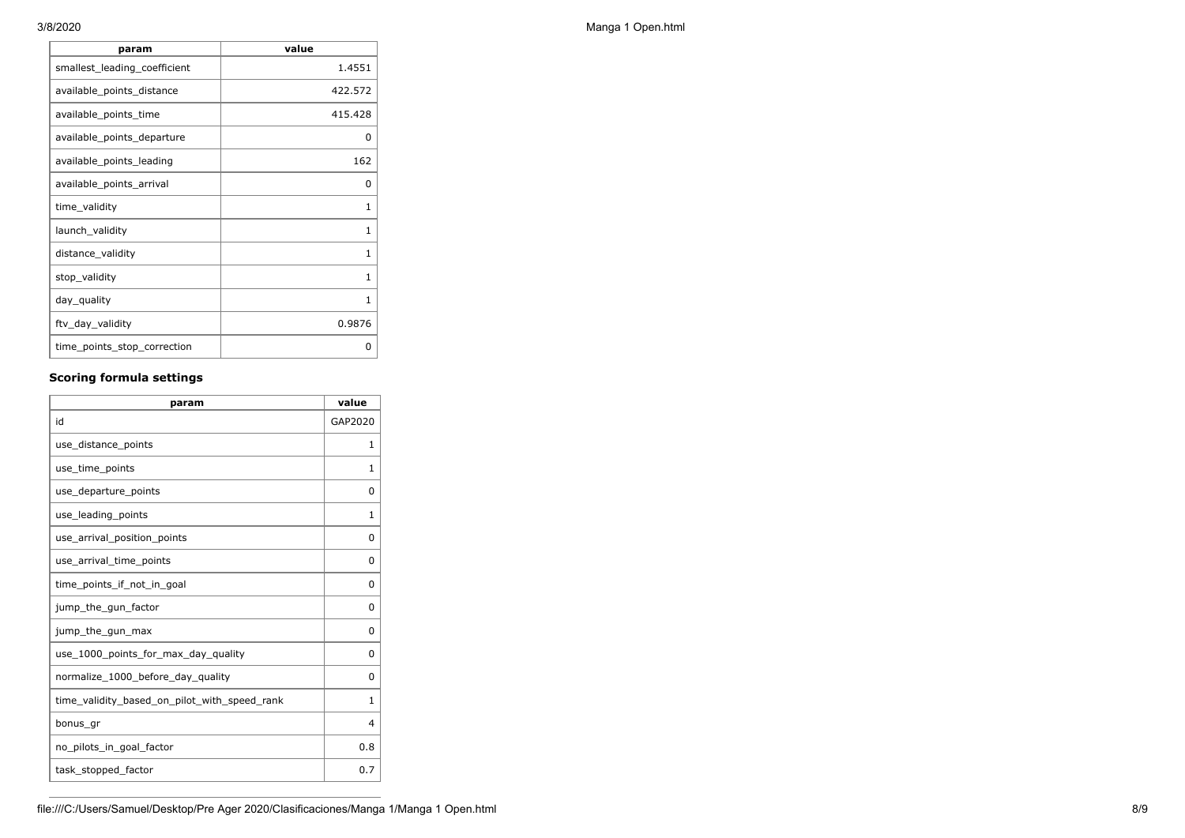| param | value |
|---|---|
| smallest_leading_coefficient | 1.4551 |
| available_points_distance | 422.572 |
| available_points_time | 415.428 |
| available_points_departure | 0 |
| available_points_leading | 162 |
| available_points_arrival | 0 |
| time_validity | 1 |
| launch_validity | 1 |
| distance_validity | 1 |
| stop_validity | 1 |
| day_quality | 1 |
| ftv_day_validity | 0.9876 |
| time_points_stop_correction | 0 |

### Scoring formula settings

| param | value |
|---|---|
| id | GAP2020 |
| use_distance_points | 1 |
| use_time_points | 1 |
| use_departure_points | 0 |
| use_leading_points | 1 |
| use_arrival_position_points | 0 |
| use_arrival_time_points | 0 |
| time_points_if_not_in_goal | 0 |
| jump_the_gun_factor | 0 |
| jump_the_gun_max | 0 |
| use_1000_points_for_max_day_quality | 0 |
| normalize_1000_before_day_quality | 0 |
| time_validity_based_on_pilot_with_speed_rank | 1 |
| bonus_gr | 4 |
| no_pilots_in_goal_factor | 0.8 |
| task_stopped_factor | 0.7 |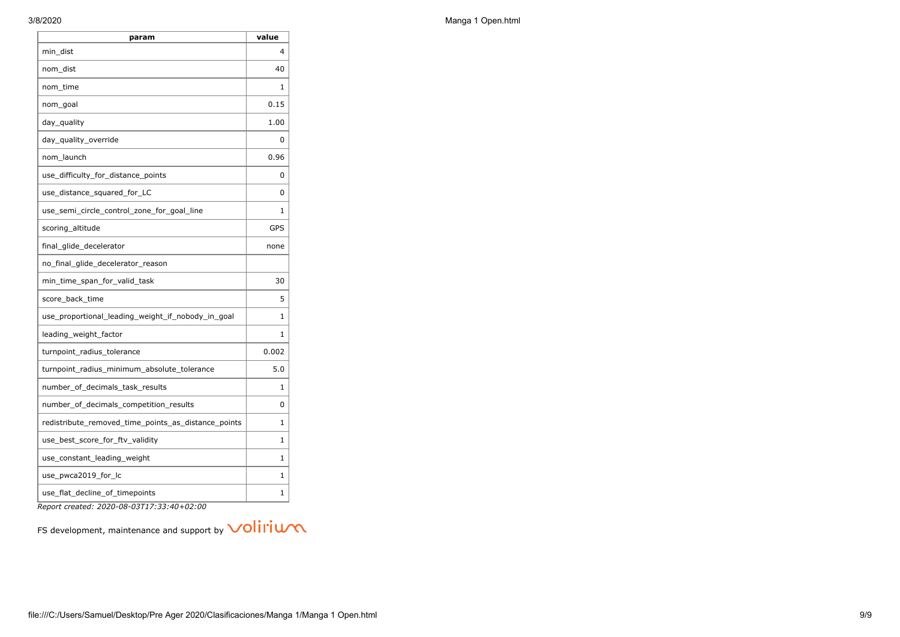| param | value |
|---|---|
| min_dist | 4 |
| nom_dist | 40 |
| nom_time | 1 |
| nom_goal | 0.15 |
| day_quality | 1.00 |
| day_quality_override | 0 |
| nom_launch | 0.96 |
| use_difficulty_for_distance_points | 0 |
| use_distance_squared_for_LC | 0 |
| use_semi_circle_control_zone_for_goal_line | 1 |
| scoring_altitude | GPS |
| final_glide_decelerator | none |
| no_final_glide_decelerator_reason | |
| min_time_span_for_valid_task | 30 |
| score_back_time | 5 |
| use_proportional_leading_weight_if_nobody_in_goal | 1 |
| leading_weight_factor | 1 |
| turnpoint_radius_tolerance | 0.002 |
| turnpoint_radius_minimum_absolute_tolerance | 5.0 |
| number_of_decimals_task_results | 1 |
| number_of_decimals_competition_results | 0 |
| redistribute_removed_time_points_as_distance_points | 1 |
| use_best_score_for_ftv_validity | 1 |
| use_constant_leading_weight | 1 |
| use_pwca2019_for_lc | 1 |
| use_flat_decline_of_timepoints | 1 |

*Report created: 2020-08-03T17:33:40+02:00*

FS development, maintenance and support by volirium